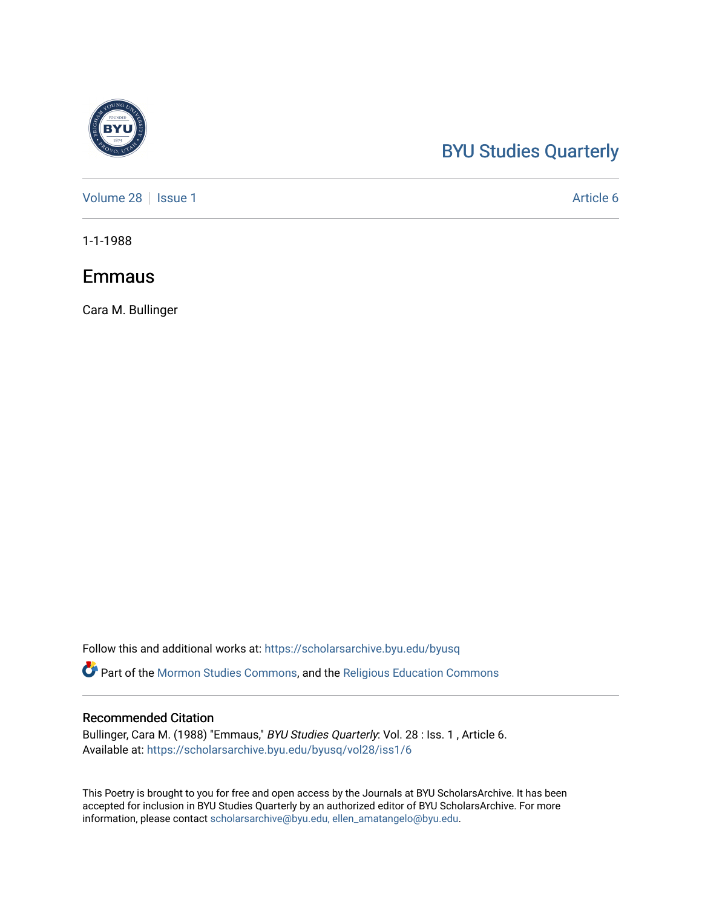BYU Studies Quarterly

Volume 28 | Issue 1 | Article 6

1-1-1988

# Emmaus

Cara M. Bullinger

Follow this and additional works at: https://scholarsarchive.byu.edu/byusq

Part of the Mormon Studies Commons, and the Religious Education Commons

## Recommended Citation

Bullinger, Cara M. (1988) "Emmaus," *BYU Studies Quarterly*: Vol. 28 : Iss. 1 , Article 6.
Available at: https://scholarsarchive.byu.edu/byusq/vol28/iss1/6

This Poetry is brought to you for free and open access by the Journals at BYU ScholarsArchive. It has been accepted for inclusion in BYU Studies Quarterly by an authorized editor of BYU ScholarsArchive. For more information, please contact scholarsarchive@byu.edu, ellen_amatangelo@byu.edu.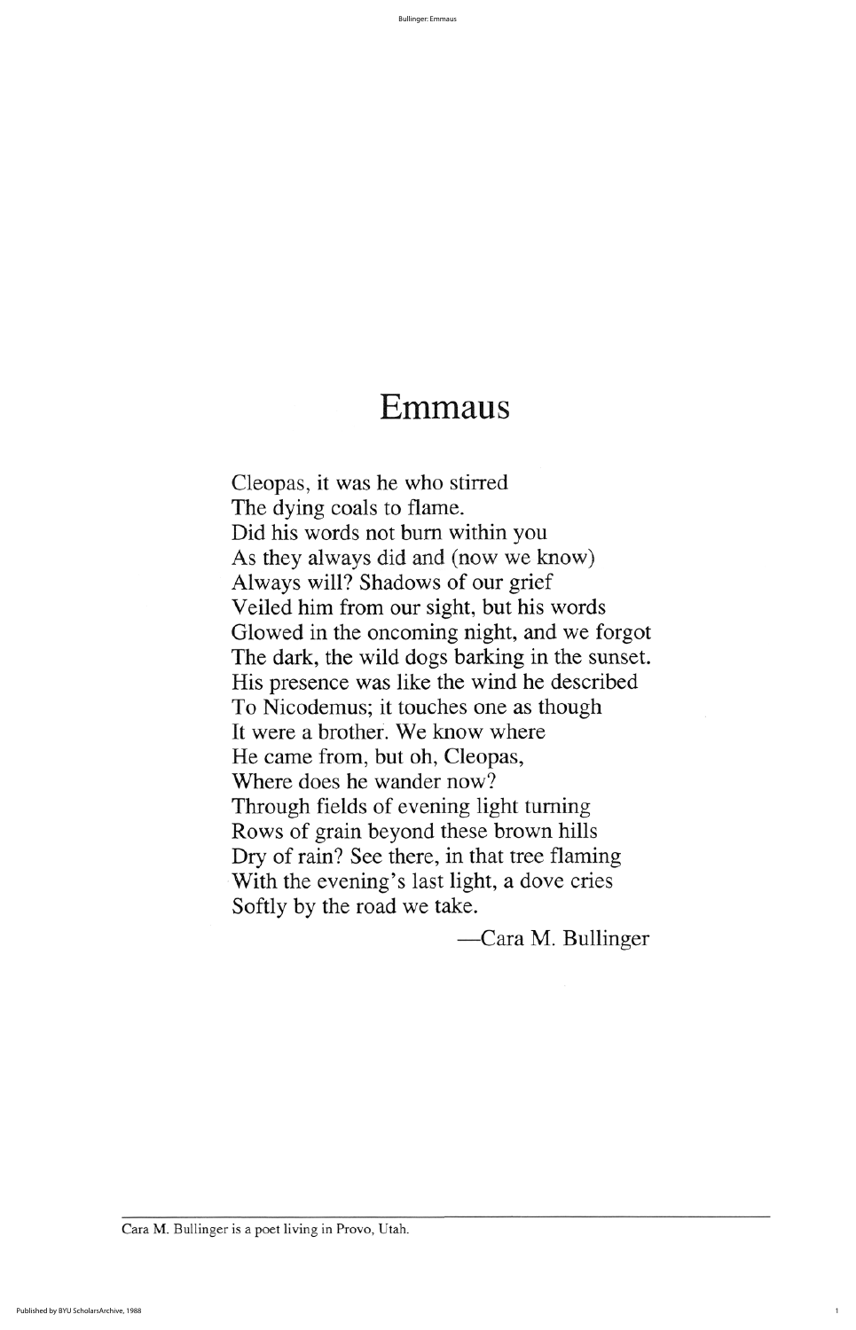# Emmaus

Cleopas, it was he who stirred  
The dying coals to flame.  
Did his words not burn within you  
As they always did and (now we know)  
Always will? Shadows of our grief  
Veiled him from our sight, but his words  
Glowed in the oncoming night, and we forgot  
The dark, the wild dogs barking in the sunset.  
His presence was like the wind he described  
To Nicodemus; it touches one as though  
It were a brother. We know where  
He came from, but oh, Cleopas,  
Where does he wander now?  
Through fields of evening light turning  
Rows of grain beyond these brown hills  
Dry of rain? See there, in that tree flaming  
With the evening's last light, a dove cries  
Softly by the road we take.

—Cara M. Bullinger

---

Cara M. Bullinger is a poet living in Provo, Utah.